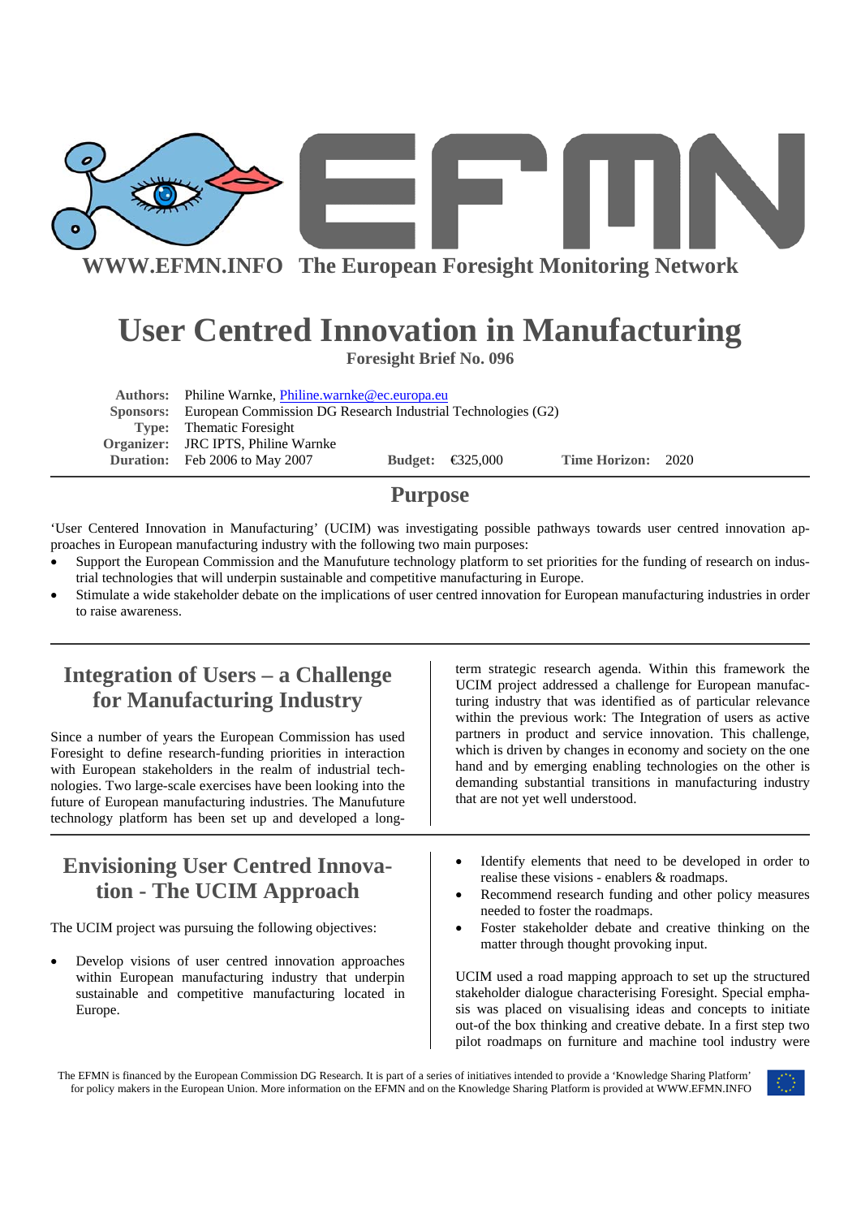WWW.EFMN.INFO The European Foresight Monitoring Network

# User Centred Innovation in Manufacturing

**Foresight Brief No. 096**

**Authors:** Philine Warnke, Philine.warnke@ec.europa.eu
**Sponsors:** European Commission DG Research Industrial Technologies (G2)
**Type:** Thematic Foresight
**Organizer:** JRC IPTS, Philine Warnke
**Duration:** Feb 2006 to May 2007 **Budget:** €325,000 **Time Horizon:** 2020

## Purpose

'User Centered Innovation in Manufacturing' (UCIM) was investigating possible pathways towards user centred innovation approaches in European manufacturing industry with the following two main purposes:

- Support the European Commission and the Manufuture technology platform to set priorities for the funding of research on industrial technologies that will underpin sustainable and competitive manufacturing in Europe.
- Stimulate a wide stakeholder debate on the implications of user centred innovation for European manufacturing industries in order to raise awareness.

## Integration of Users – a Challenge for Manufacturing Industry

Since a number of years the European Commission has used Foresight to define research-funding priorities in interaction with European stakeholders in the realm of industrial technologies. Two large-scale exercises have been looking into the future of European manufacturing industries. The Manufuture technology platform has been set up and developed a long-term strategic research agenda. Within this framework the UCIM project addressed a challenge for European manufacturing industry that was identified as of particular relevance within the previous work: The Integration of users as active partners in product and service innovation. This challenge, which is driven by changes in economy and society on the one hand and by emerging enabling technologies on the other is demanding substantial transitions in manufacturing industry that are not yet well understood.

## Envisioning User Centred Innovation - The UCIM Approach

The UCIM project was pursuing the following objectives:

- Develop visions of user centred innovation approaches within European manufacturing industry that underpin sustainable and competitive manufacturing located in Europe.
- Identify elements that need to be developed in order to realise these visions - enablers & roadmaps.
- Recommend research funding and other policy measures needed to foster the roadmaps.
- Foster stakeholder debate and creative thinking on the matter through thought provoking input.

UCIM used a road mapping approach to set up the structured stakeholder dialogue characterising Foresight. Special emphasis was placed on visualising ideas and concepts to initiate out-of the box thinking and creative debate. In a first step two pilot roadmaps on furniture and machine tool industry were

The EFMN is financed by the European Commission DG Research. It is part of a series of initiatives intended to provide a 'Knowledge Sharing Platform' for policy makers in the European Union. More information on the EFMN and on the Knowledge Sharing Platform is provided at WWW.EFMN.INFO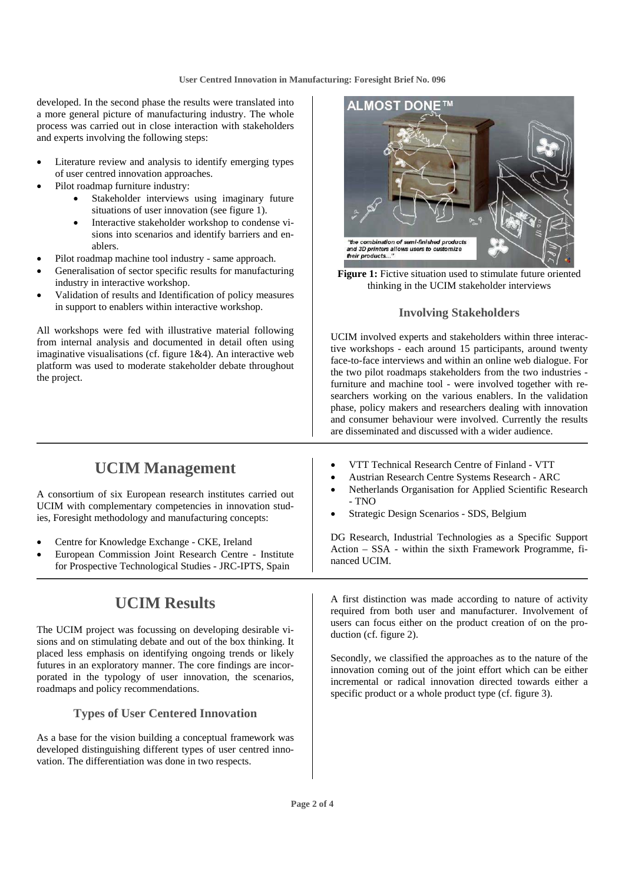developed. In the second phase the results were translated into a more general picture of manufacturing industry. The whole process was carried out in close interaction with stakeholders and experts involving the following steps:

- Literature review and analysis to identify emerging types of user centred innovation approaches.
- Pilot roadmap furniture industry:
    - Stakeholder interviews using imaginary future situations of user innovation (see figure 1).
    - Interactive stakeholder workshop to condense visions into scenarios and identify barriers and enablers.
- Pilot roadmap machine tool industry - same approach.
- Generalisation of sector specific results for manufacturing industry in interactive workshop.
- Validation of results and Identification of policy measures in support to enablers within interactive workshop.

All workshops were fed with illustrative material following from internal analysis and documented in detail often using imaginative visualisations (cf. figure 1&4). An interactive web platform was used to moderate stakeholder debate throughout the project.

**Figure 1:** Fictive situation used to stimulate future oriented thinking in the UCIM stakeholder interviews

### Involving Stakeholders

UCIM involved experts and stakeholders within three interactive workshops - each around 15 participants, around twenty face-to-face interviews and within an online web dialogue. For the two pilot roadmaps stakeholders from the two industries - furniture and machine tool - were involved together with researchers working on the various enablers. In the validation phase, policy makers and researchers dealing with innovation and consumer behaviour were involved. Currently the results are disseminated and discussed with a wider audience.

## UCIM Management

A consortium of six European research institutes carried out UCIM with complementary competencies in innovation studies, Foresight methodology and manufacturing concepts:

- Centre for Knowledge Exchange - CKE, Ireland
- European Commission Joint Research Centre - Institute for Prospective Technological Studies - JRC-IPTS, Spain
- VTT Technical Research Centre of Finland - VTT
- Austrian Research Centre Systems Research - ARC
- Netherlands Organisation for Applied Scientific Research - TNO
- Strategic Design Scenarios - SDS, Belgium

DG Research, Industrial Technologies as a Specific Support Action – SSA - within the sixth Framework Programme, financed UCIM.

## UCIM Results

The UCIM project was focussing on developing desirable visions and on stimulating debate and out of the box thinking. It placed less emphasis on identifying ongoing trends or likely futures in an exploratory manner. The core findings are incorporated in the typology of user innovation, the scenarios, roadmaps and policy recommendations.

### Types of User Centered Innovation

As a base for the vision building a conceptual framework was developed distinguishing different types of user centred innovation. The differentiation was done in two respects.

A first distinction was made according to nature of activity required from both user and manufacturer. Involvement of users can focus either on the product creation of on the production (cf. figure 2).

Secondly, we classified the approaches as to the nature of the innovation coming out of the joint effort which can be either incremental or radical innovation directed towards either a specific product or a whole product type (cf. figure 3).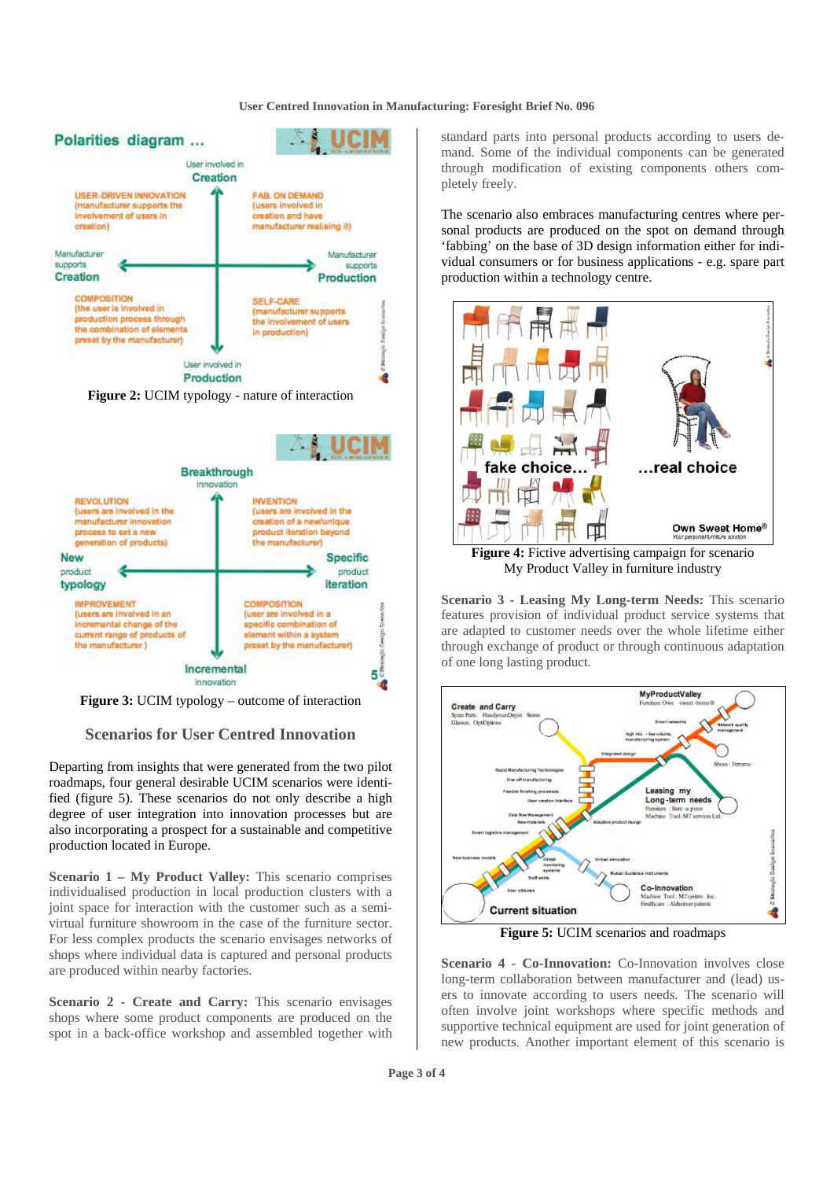Figure 2: UCIM typology - nature of interaction

Figure 3: UCIM typology – outcome of interaction

## Scenarios for User Centred Innovation

Departing from insights that were generated from the two pilot roadmaps, four general desirable UCIM scenarios were identified (figure 5). These scenarios do not only describe a high degree of user integration into innovation processes but are also incorporating a prospect for a sustainable and competitive production located in Europe.

**Scenario 1 – My Product Valley:** This scenario comprises individualised production in local production clusters with a joint space for interaction with the customer such as a semi-virtual furniture showroom in the case of the furniture sector. For less complex products the scenario envisages networks of shops where individual data is captured and personal products are produced within nearby factories.

**Scenario 2 - Create and Carry:** This scenario envisages shops where some product components are produced on the spot in a back-office workshop and assembled together with standard parts into personal products according to users demand. Some of the individual components can be generated through modification of existing components others completely freely.

The scenario also embraces manufacturing centres where personal products are produced on the spot on demand through 'fabbing' on the base of 3D design information either for individual consumers or for business applications - e.g. spare part production within a technology centre.

Figure 4: Fictive advertising campaign for scenario My Product Valley in furniture industry

**Scenario 3 - Leasing My Long-term Needs:** This scenario features provision of individual product service systems that are adapted to customer needs over the whole lifetime either through exchange of product or through continuous adaptation of one long lasting product.

Figure 5: UCIM scenarios and roadmaps

**Scenario 4 - Co-Innovation:** Co-Innovation involves close long-term collaboration between manufacturer and (lead) users to innovate according to users needs. The scenario will often involve joint workshops where specific methods and supportive technical equipment are used for joint generation of new products. Another important element of this scenario is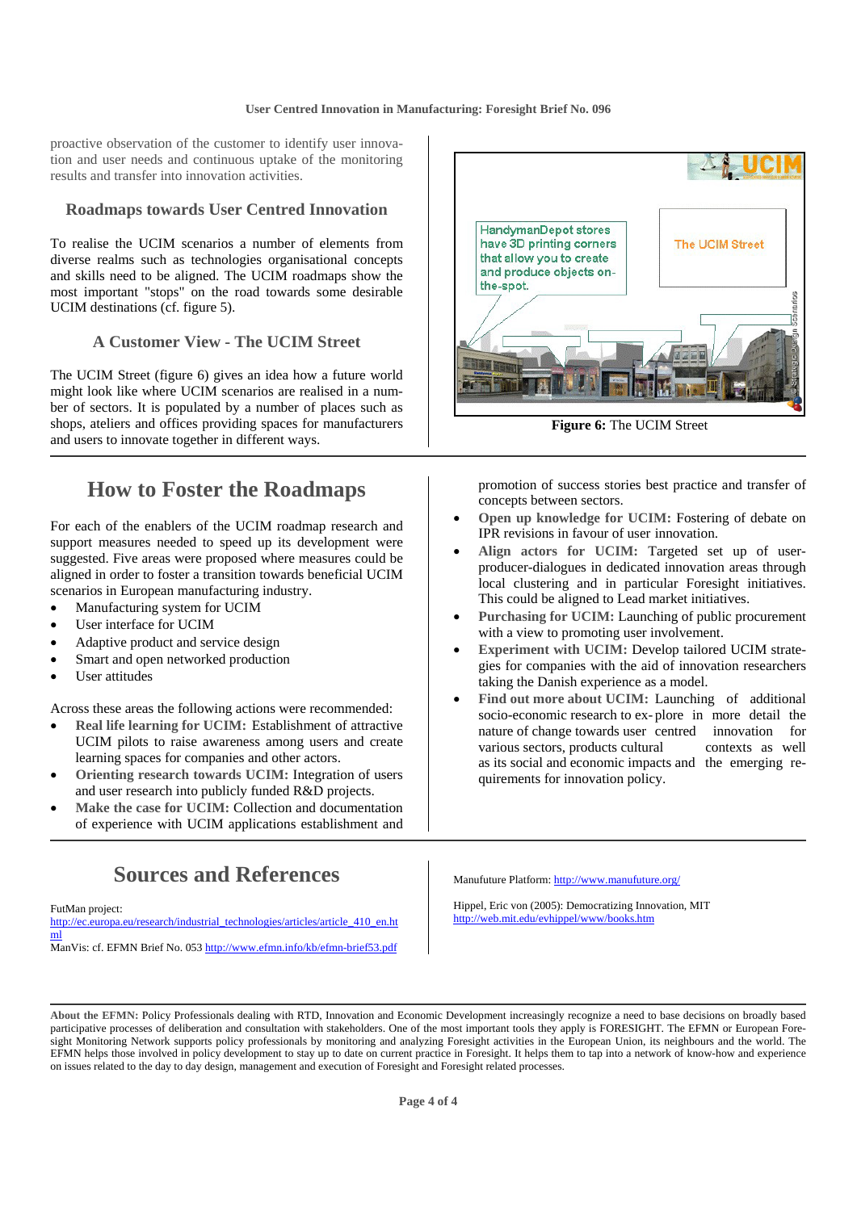proactive observation of the customer to identify user innovation and user needs and continuous uptake of the monitoring results and transfer into innovation activities.

### Roadmaps towards User Centred Innovation

To realise the UCIM scenarios a number of elements from diverse realms such as technologies organisational concepts and skills need to be aligned. The UCIM roadmaps show the most important "stops" on the road towards some desirable UCIM destinations (cf. figure 5).

### A Customer View - The UCIM Street

The UCIM Street (figure 6) gives an idea how a future world might look like where UCIM scenarios are realised in a number of sectors. It is populated by a number of places such as shops, ateliers and offices providing spaces for manufacturers and users to innovate together in different ways.

HandymanDepot stores have 3D printing corners that allow you to create and produce objects on-the-spot.

The UCIM Street

**Figure 6:** The UCIM Street

## How to Foster the Roadmaps

For each of the enablers of the UCIM roadmap research and support measures needed to speed up its development were suggested. Five areas were proposed where measures could be aligned in order to foster a transition towards beneficial UCIM scenarios in European manufacturing industry.

- Manufacturing system for UCIM
- User interface for UCIM
- Adaptive product and service design
- Smart and open networked production
- User attitudes

Across these areas the following actions were recommended:

- **Real life learning for UCIM:** Establishment of attractive UCIM pilots to raise awareness among users and create learning spaces for companies and other actors.
- **Orienting research towards UCIM:** Integration of users and user research into publicly funded R&D projects.
- **Make the case for UCIM:** Collection and documentation of experience with UCIM applications establishment and promotion of success stories best practice and transfer of concepts between sectors.
- **Open up knowledge for UCIM:** Fostering of debate on IPR revisions in favour of user innovation.
- **Align actors for UCIM:** Targeted set up of user-producer-dialogues in dedicated innovation areas through local clustering and in particular Foresight initiatives. This could be aligned to Lead market initiatives.
- **Purchasing for UCIM:** Launching of public procurement with a view to promoting user involvement.
- **Experiment with UCIM:** Develop tailored UCIM strategies for companies with the aid of innovation researchers taking the Danish experience as a model.
- **Find out more about UCIM:** Launching of additional socio-economic research to ex-plore in more detail the nature of change towards user centred innovation for various sectors, products cultural contexts as well as its social and economic impacts and the emerging requirements for innovation policy.

## Sources and References

FutMan project:
http://ec.europa.eu/research/industrial_technologies/articles/article_410_en.html

ManVis: cf. EFMN Brief No. 053 http://www.efmn.info/kb/efmn-brief53.pdf

Manufuture Platform: http://www.manufuture.org/

Hippel, Eric von (2005): Democratizing Innovation, MIT
http://web.mit.edu/evhippel/www/books.htm

**About the EFMN:** Policy Professionals dealing with RTD, Innovation and Economic Development increasingly recognize a need to base decisions on broadly based participative processes of deliberation and consultation with stakeholders. One of the most important tools they apply is FORESIGHT. The EFMN or European Foresight Monitoring Network supports policy professionals by monitoring and analyzing Foresight activities in the European Union, its neighbours and the world. The EFMN helps those involved in policy development to stay up to date on current practice in Foresight. It helps them to tap into a network of know-how and experience on issues related to the day to day design, management and execution of Foresight and Foresight related processes.